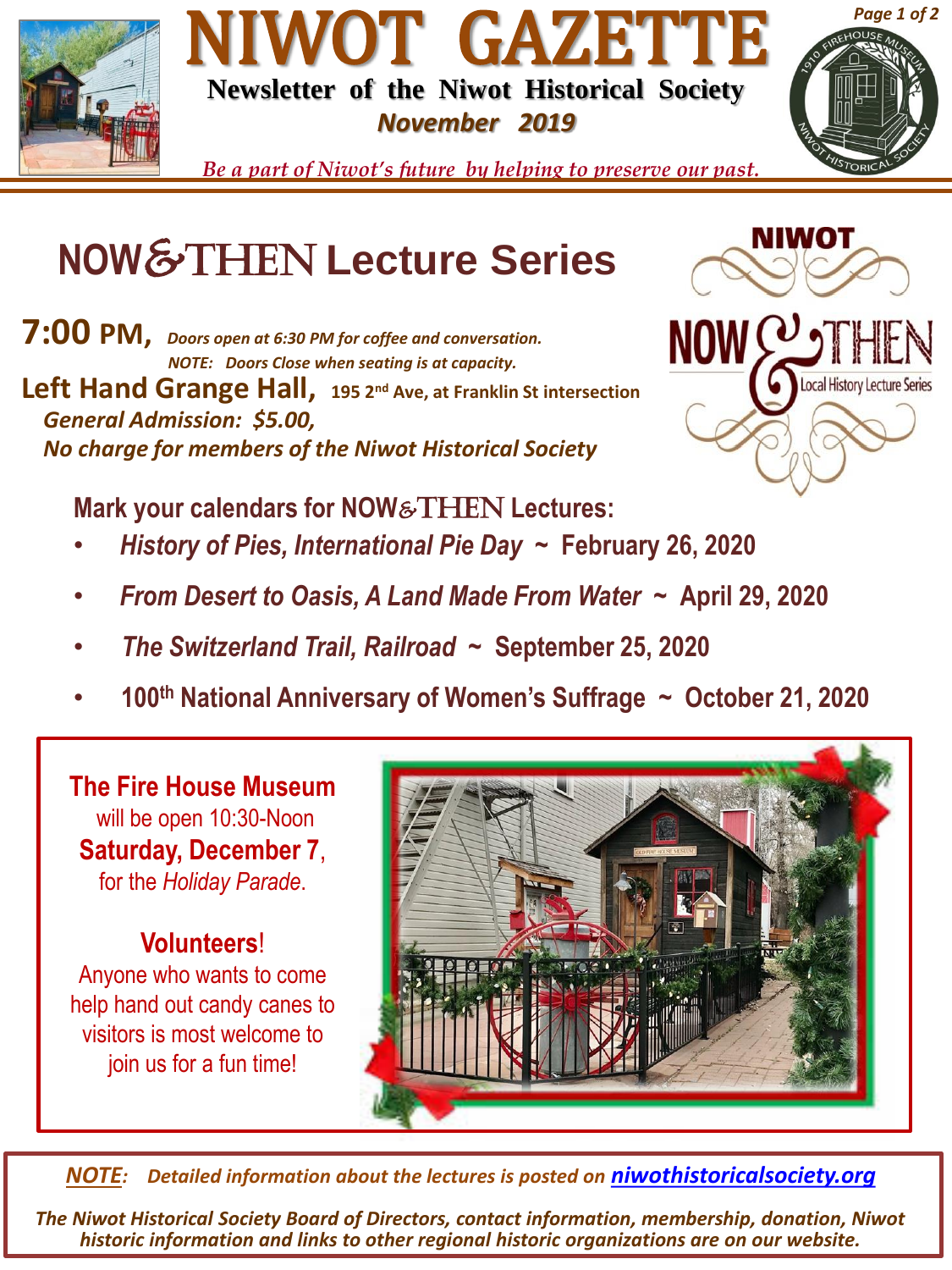# NIWOT GAZETTE

**Newsletter of the Niwot Historical Society**

***November 2019***

*Be a part of Niwot's future by helping to preserve our past.*

## NOW&THEN Lecture Series

**7:00 PM,** *Doors open at 6:30 PM for coffee and conversation.*
*NOTE: Doors Close when seating is at capacity.*

**Left Hand Grange Hall,** **195 2nd Ave, at Franklin St intersection**

***General Admission: $5.00,***

***No charge for members of the Niwot Historical Society***

NIWOT NOW & THEN Local History Lecture Series

**Mark your calendars for NOW&THEN Lectures:**

- ***History of Pies, International Pie Day*** **~ February 26, 2020**
- ***From Desert to Oasis, A Land Made From Water*** **~ April 29, 2020**
- ***The Switzerland Trail, Railroad*** **~ September 25, 2020**
- **100th National Anniversary of Women's Suffrage ~ October 21, 2020**

**The Fire House Museum** will be open 10:30-Noon **Saturday, December 7**, for the *Holiday Parade*.

**Volunteers**! Anyone who wants to come help hand out candy canes to visitors is most welcome to join us for a fun time!

***NOTE: Detailed information about the lectures is posted on niwothistoricalsociety.org***

*The Niwot Historical Society Board of Directors, contact information, membership, donation, Niwot historic information and links to other regional historic organizations are on our website.*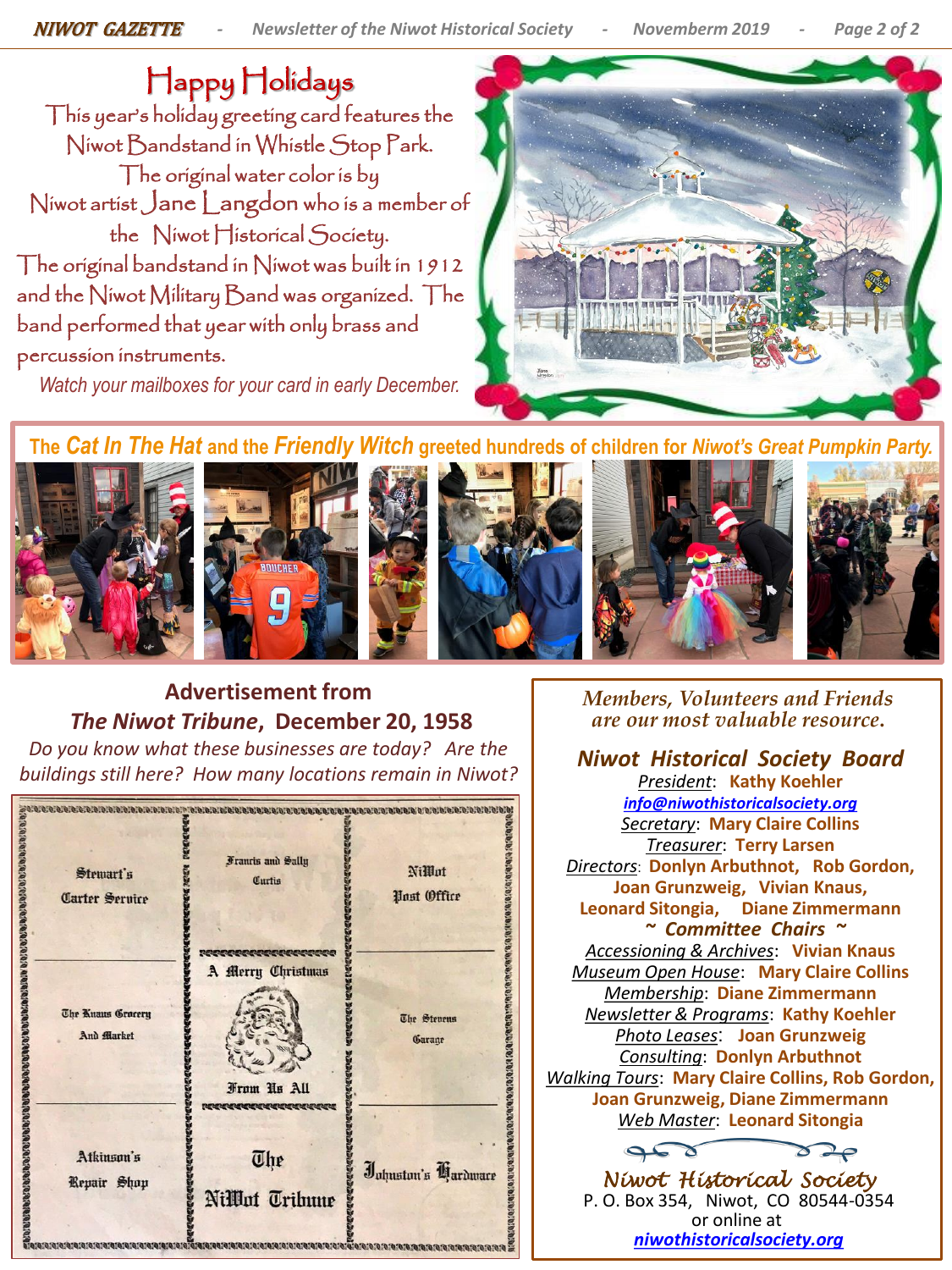## Happy Holidays

This year's holiday greeting card features the Niwot Bandstand in Whistle Stop Park. The original water color is by Niwot artist Jane Langdon who is a member of the Niwot Historical Society.

The original bandstand in Niwot was built in 1912 and the Niwot Military Band was organized. The band performed that year with only brass and percussion instruments.

*Watch your mailboxes for your card in early December.*

**The *Cat In The Hat* and the *Friendly Witch* greeted hundreds of children for *Niwot's Great Pumpkin Party.***

## Advertisement from *The Niwot Tribune*, December 20, 1958

*Do you know what these businesses are today? Are the buildings still here? How many locations remain in Niwot?*

| | | |
|---|---|---|
| Stewart's Carter Service | Francis and Sally Curtis | Niwot Post Office |
| The Knaus Grocery And Market | A Merry Christmas From Us All | The Stevens Garage |
| Atkinson's Repair Shop | The Niwot Tribune | Johnston's Hardware |

*Members, Volunteers and Friends are our most valuable resource.*

### Niwot Historical Society Board

President: **Kathy Koehler**
info@niwothistoricalsociety.org
Secretary: **Mary Claire Collins**
Treasurer: **Terry Larsen**
Directors: **Donlyn Arbuthnot, Rob Gordon, Joan Grunzweig, Vivian Knaus, Leonard Sitongia, Diane Zimmermann**

**~ Committee Chairs ~**

Accessioning & Archives: **Vivian Knaus**
Museum Open House: **Mary Claire Collins**
Membership: **Diane Zimmermann**
Newsletter & Programs: **Kathy Koehler**
Photo Leases: **Joan Grunzweig**
Consulting: **Donlyn Arbuthnot**
Walking Tours: **Mary Claire Collins, Rob Gordon, Joan Grunzweig, Diane Zimmermann**
Web Master: **Leonard Sitongia**

*Niwot Historical Society*
P. O. Box 354, Niwot, CO 80544-0354
or online at
niwothistoricalsociety.org